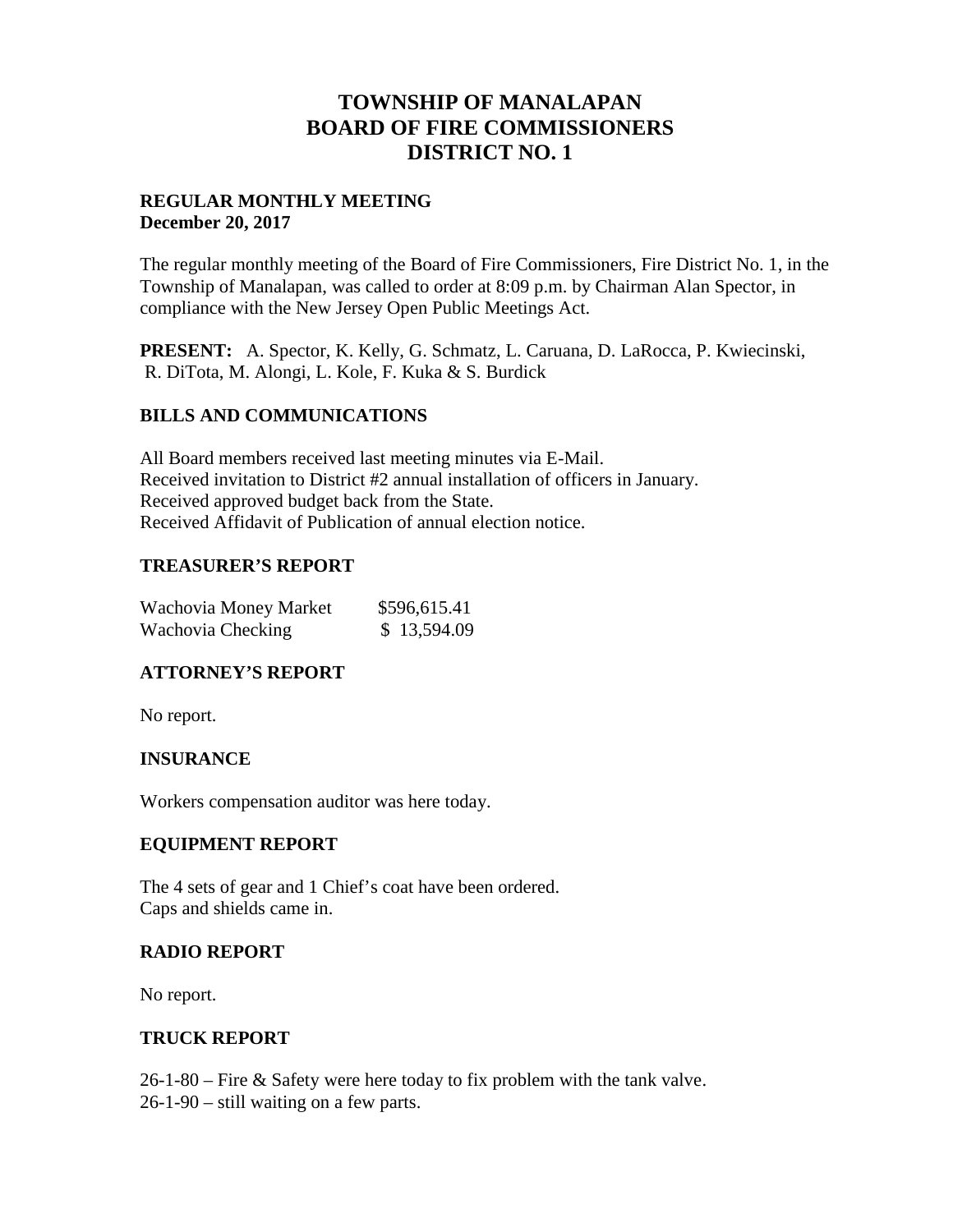# TOWNSHIP OF MANALAPAN
# BOARD OF FIRE COMMISSIONERS
# DISTRICT NO. 1

**REGULAR MONTHLY MEETING**
**December 20, 2017**

The regular monthly meeting of the Board of Fire Commissioners, Fire District No. 1, in the Township of Manalapan, was called to order at 8:09 p.m. by Chairman Alan Spector, in compliance with the New Jersey Open Public Meetings Act.

**PRESENT:** A. Spector, K. Kelly, G. Schmatz, L. Caruana, D. LaRocca, P. Kwiecinski, R. DiTota, M. Alongi, L. Kole, F. Kuka & S. Burdick

## BILLS AND COMMUNICATIONS

All Board members received last meeting minutes via E-Mail.
Received invitation to District #2 annual installation of officers in January.
Received approved budget back from the State.
Received Affidavit of Publication of annual election notice.

## TREASURER'S REPORT

| | |
|---|---|
| Wachovia Money Market | $596,615.41 |
| Wachovia Checking | $ 13,594.09 |

## ATTORNEY'S REPORT

No report.

## INSURANCE

Workers compensation auditor was here today.

## EQUIPMENT REPORT

The 4 sets of gear and 1 Chief's coat have been ordered.
Caps and shields came in.

## RADIO REPORT

No report.

## TRUCK REPORT

26-1-80 – Fire & Safety were here today to fix problem with the tank valve.
26-1-90 – still waiting on a few parts.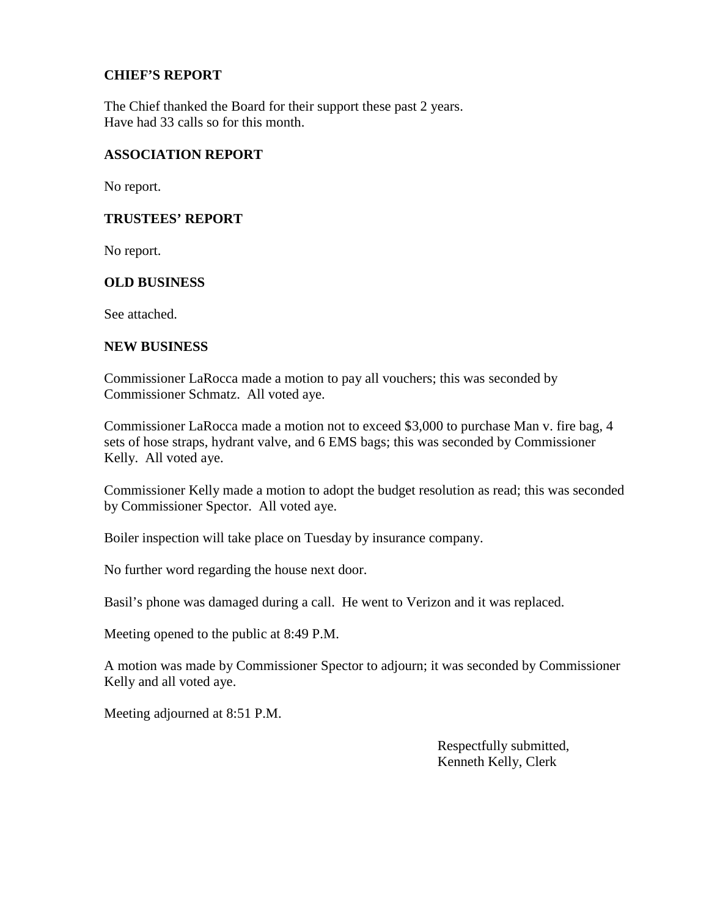**CHIEF'S REPORT**

The Chief thanked the Board for their support these past 2 years.
Have had 33 calls so for this month.

**ASSOCIATION REPORT**

No report.

**TRUSTEES' REPORT**

No report.

**OLD BUSINESS**

See attached.

**NEW BUSINESS**

Commissioner LaRocca made a motion to pay all vouchers; this was seconded by Commissioner Schmatz. All voted aye.

Commissioner LaRocca made a motion not to exceed $3,000 to purchase Man v. fire bag, 4 sets of hose straps, hydrant valve, and 6 EMS bags; this was seconded by Commissioner Kelly. All voted aye.

Commissioner Kelly made a motion to adopt the budget resolution as read; this was seconded by Commissioner Spector. All voted aye.

Boiler inspection will take place on Tuesday by insurance company.

No further word regarding the house next door.

Basil's phone was damaged during a call. He went to Verizon and it was replaced.

Meeting opened to the public at 8:49 P.M.

A motion was made by Commissioner Spector to adjourn; it was seconded by Commissioner Kelly and all voted aye.

Meeting adjourned at 8:51 P.M.

Respectfully submitted,
Kenneth Kelly, Clerk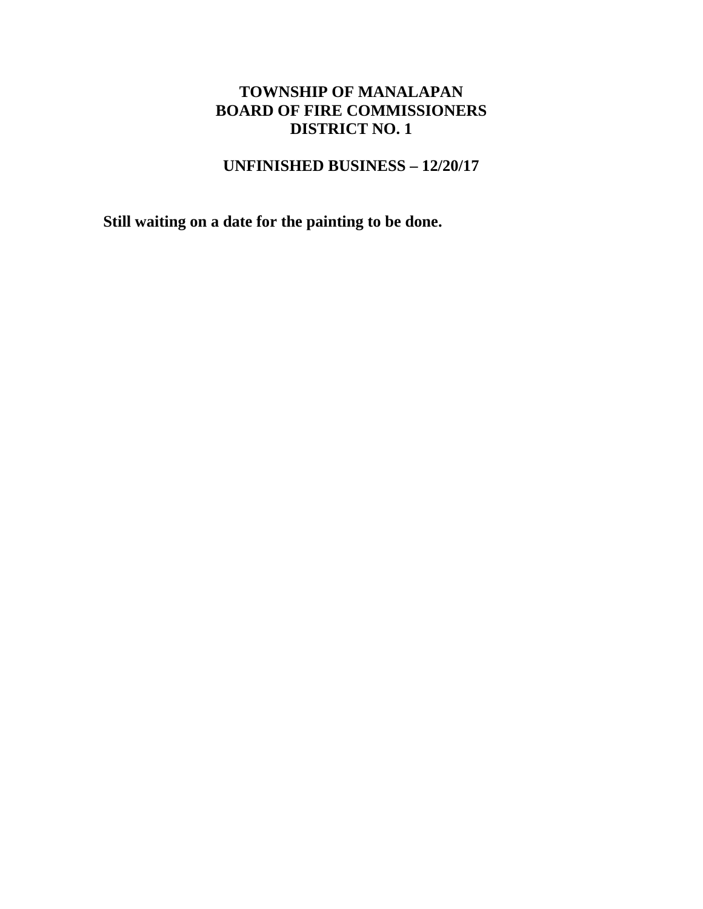# TOWNSHIP OF MANALAPAN
# BOARD OF FIRE COMMISSIONERS
# DISTRICT NO. 1

## UNFINISHED BUSINESS – 12/20/17

**Still waiting on a date for the painting to be done.**